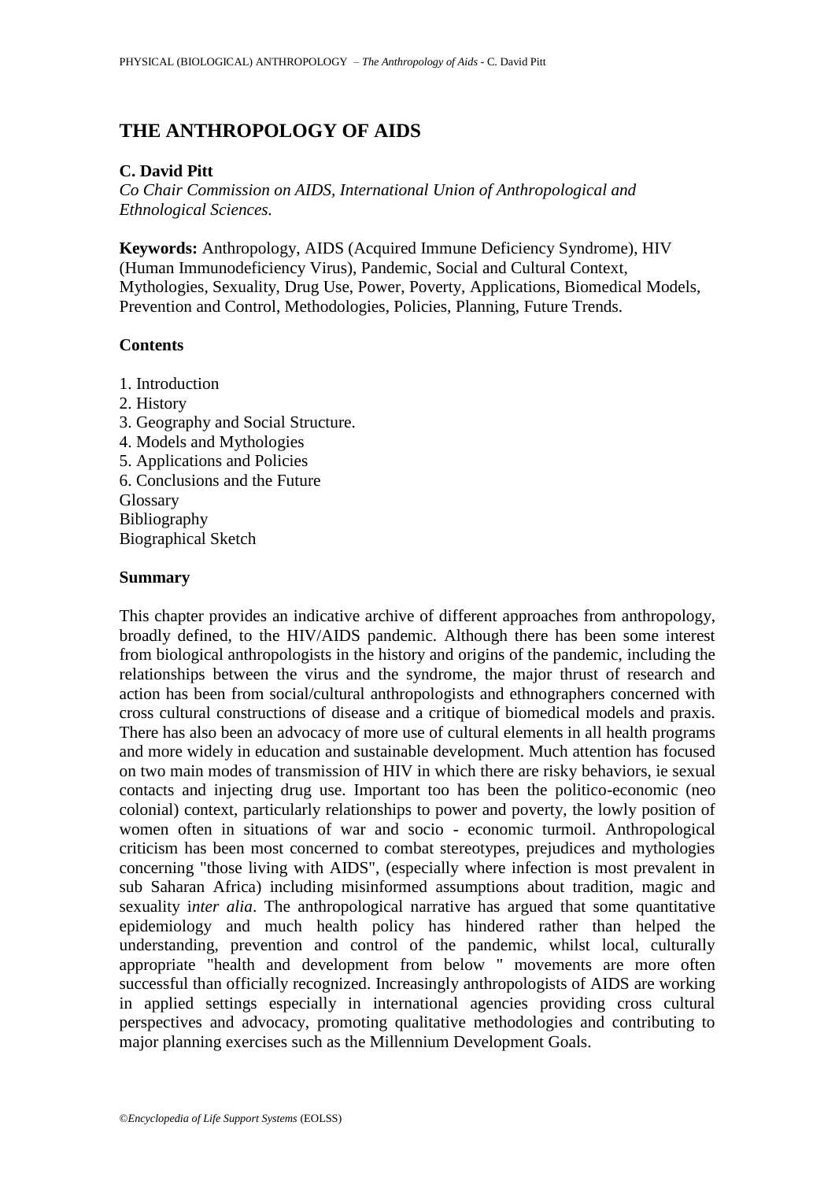# THE ANTHROPOLOGY OF AIDS

**C. David Pitt**

*Co Chair Commission on AIDS, International Union of Anthropological and Ethnological Sciences.*

**Keywords:** Anthropology, AIDS (Acquired Immune Deficiency Syndrome), HIV (Human Immunodeficiency Virus), Pandemic, Social and Cultural Context, Mythologies, Sexuality, Drug Use, Power, Poverty, Applications, Biomedical Models, Prevention and Control, Methodologies, Policies, Planning, Future Trends.

**Contents**

1. Introduction
2. History
3. Geography and Social Structure.
4. Models and Mythologies
5. Applications and Policies
6. Conclusions and the Future

Glossary
Bibliography
Biographical Sketch

**Summary**

This chapter provides an indicative archive of different approaches from anthropology, broadly defined, to the HIV/AIDS pandemic. Although there has been some interest from biological anthropologists in the history and origins of the pandemic, including the relationships between the virus and the syndrome, the major thrust of research and action has been from social/cultural anthropologists and ethnographers concerned with cross cultural constructions of disease and a critique of biomedical models and praxis. There has also been an advocacy of more use of cultural elements in all health programs and more widely in education and sustainable development. Much attention has focused on two main modes of transmission of HIV in which there are risky behaviors, ie sexual contacts and injecting drug use. Important too has been the politico-economic (neo colonial) context, particularly relationships to power and poverty, the lowly position of women often in situations of war and socio - economic turmoil. Anthropological criticism has been most concerned to combat stereotypes, prejudices and mythologies concerning "those living with AIDS", (especially where infection is most prevalent in sub Saharan Africa) including misinformed assumptions about tradition, magic and sexuality i*nter alia*. The anthropological narrative has argued that some quantitative epidemiology and much health policy has hindered rather than helped the understanding, prevention and control of the pandemic, whilst local, culturally appropriate "health and development from below " movements are more often successful than officially recognized. Increasingly anthropologists of AIDS are working in applied settings especially in international agencies providing cross cultural perspectives and advocacy, promoting qualitative methodologies and contributing to major planning exercises such as the Millennium Development Goals.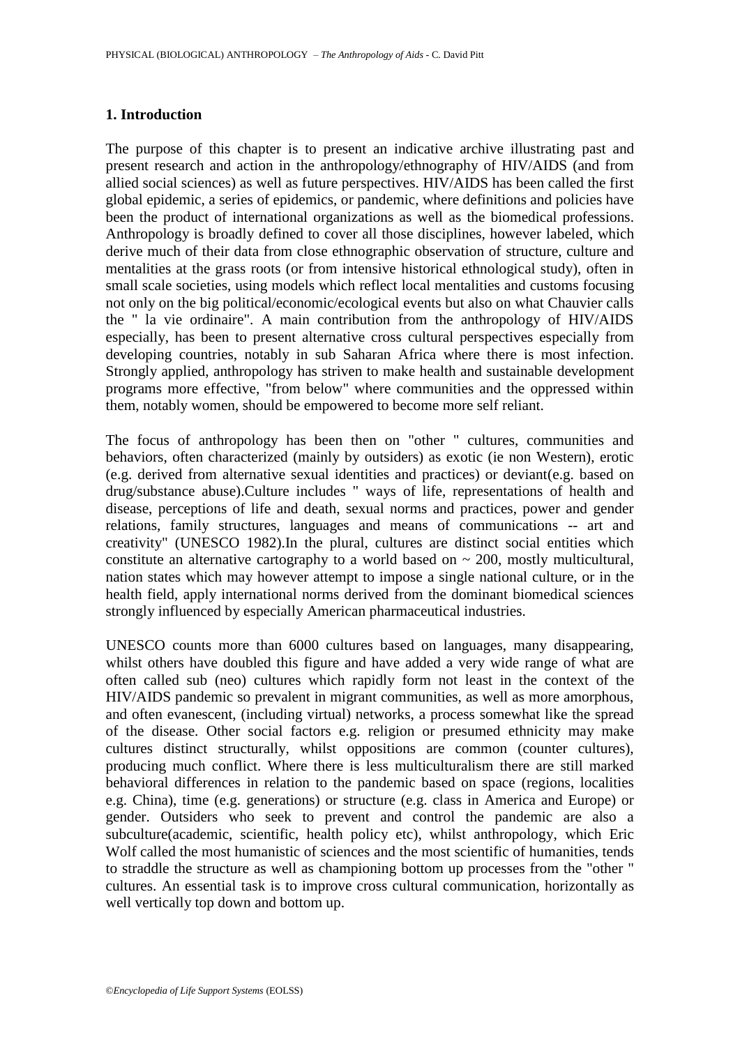## 1. Introduction

The purpose of this chapter is to present an indicative archive illustrating past and present research and action in the anthropology/ethnography of HIV/AIDS (and from allied social sciences) as well as future perspectives. HIV/AIDS has been called the first global epidemic, a series of epidemics, or pandemic, where definitions and policies have been the product of international organizations as well as the biomedical professions. Anthropology is broadly defined to cover all those disciplines, however labeled, which derive much of their data from close ethnographic observation of structure, culture and mentalities at the grass roots (or from intensive historical ethnological study), often in small scale societies, using models which reflect local mentalities and customs focusing not only on the big political/economic/ecological events but also on what Chauvier calls the " la vie ordinaire". A main contribution from the anthropology of HIV/AIDS especially, has been to present alternative cross cultural perspectives especially from developing countries, notably in sub Saharan Africa where there is most infection. Strongly applied, anthropology has striven to make health and sustainable development programs more effective, "from below" where communities and the oppressed within them, notably women, should be empowered to become more self reliant.

The focus of anthropology has been then on "other " cultures, communities and behaviors, often characterized (mainly by outsiders) as exotic (ie non Western), erotic (e.g. derived from alternative sexual identities and practices) or deviant(e.g. based on drug/substance abuse).Culture includes " ways of life, representations of health and disease, perceptions of life and death, sexual norms and practices, power and gender relations, family structures, languages and means of communications -- art and creativity" (UNESCO 1982).In the plural, cultures are distinct social entities which constitute an alternative cartography to a world based on ~ 200, mostly multicultural, nation states which may however attempt to impose a single national culture, or in the health field, apply international norms derived from the dominant biomedical sciences strongly influenced by especially American pharmaceutical industries.

UNESCO counts more than 6000 cultures based on languages, many disappearing, whilst others have doubled this figure and have added a very wide range of what are often called sub (neo) cultures which rapidly form not least in the context of the HIV/AIDS pandemic so prevalent in migrant communities, as well as more amorphous, and often evanescent, (including virtual) networks, a process somewhat like the spread of the disease. Other social factors e.g. religion or presumed ethnicity may make cultures distinct structurally, whilst oppositions are common (counter cultures), producing much conflict. Where there is less multiculturalism there are still marked behavioral differences in relation to the pandemic based on space (regions, localities e.g. China), time (e.g. generations) or structure (e.g. class in America and Europe) or gender. Outsiders who seek to prevent and control the pandemic are also a subculture(academic, scientific, health policy etc), whilst anthropology, which Eric Wolf called the most humanistic of sciences and the most scientific of humanities, tends to straddle the structure as well as championing bottom up processes from the "other " cultures. An essential task is to improve cross cultural communication, horizontally as well vertically top down and bottom up.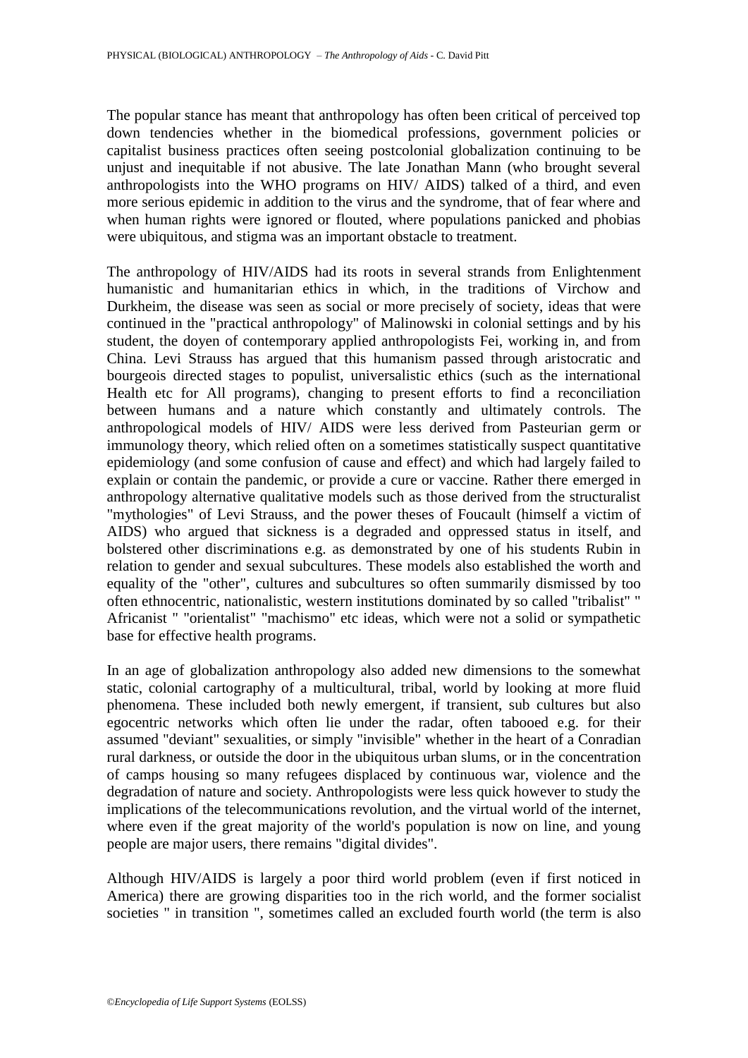The popular stance has meant that anthropology has often been critical of perceived top down tendencies whether in the biomedical professions, government policies or capitalist business practices often seeing postcolonial globalization continuing to be unjust and inequitable if not abusive. The late Jonathan Mann (who brought several anthropologists into the WHO programs on HIV/ AIDS) talked of a third, and even more serious epidemic in addition to the virus and the syndrome, that of fear where and when human rights were ignored or flouted, where populations panicked and phobias were ubiquitous, and stigma was an important obstacle to treatment.

The anthropology of HIV/AIDS had its roots in several strands from Enlightenment humanistic and humanitarian ethics in which, in the traditions of Virchow and Durkheim, the disease was seen as social or more precisely of society, ideas that were continued in the "practical anthropology" of Malinowski in colonial settings and by his student, the doyen of contemporary applied anthropologists Fei, working in, and from China. Levi Strauss has argued that this humanism passed through aristocratic and bourgeois directed stages to populist, universalistic ethics (such as the international Health etc for All programs), changing to present efforts to find a reconciliation between humans and a nature which constantly and ultimately controls. The anthropological models of HIV/ AIDS were less derived from Pasteurian germ or immunology theory, which relied often on a sometimes statistically suspect quantitative epidemiology (and some confusion of cause and effect) and which had largely failed to explain or contain the pandemic, or provide a cure or vaccine. Rather there emerged in anthropology alternative qualitative models such as those derived from the structuralist "mythologies" of Levi Strauss, and the power theses of Foucault (himself a victim of AIDS) who argued that sickness is a degraded and oppressed status in itself, and bolstered other discriminations e.g. as demonstrated by one of his students Rubin in relation to gender and sexual subcultures. These models also established the worth and equality of the "other", cultures and subcultures so often summarily dismissed by too often ethnocentric, nationalistic, western institutions dominated by so called "tribalist" " Africanist " "orientalist" "machismo" etc ideas, which were not a solid or sympathetic base for effective health programs.

In an age of globalization anthropology also added new dimensions to the somewhat static, colonial cartography of a multicultural, tribal, world by looking at more fluid phenomena. These included both newly emergent, if transient, sub cultures but also egocentric networks which often lie under the radar, often tabooed e.g. for their assumed "deviant" sexualities, or simply "invisible" whether in the heart of a Conradian rural darkness, or outside the door in the ubiquitous urban slums, or in the concentration of camps housing so many refugees displaced by continuous war, violence and the degradation of nature and society. Anthropologists were less quick however to study the implications of the telecommunications revolution, and the virtual world of the internet, where even if the great majority of the world's population is now on line, and young people are major users, there remains "digital divides".

Although HIV/AIDS is largely a poor third world problem (even if first noticed in America) there are growing disparities too in the rich world, and the former socialist societies " in transition ", sometimes called an excluded fourth world (the term is also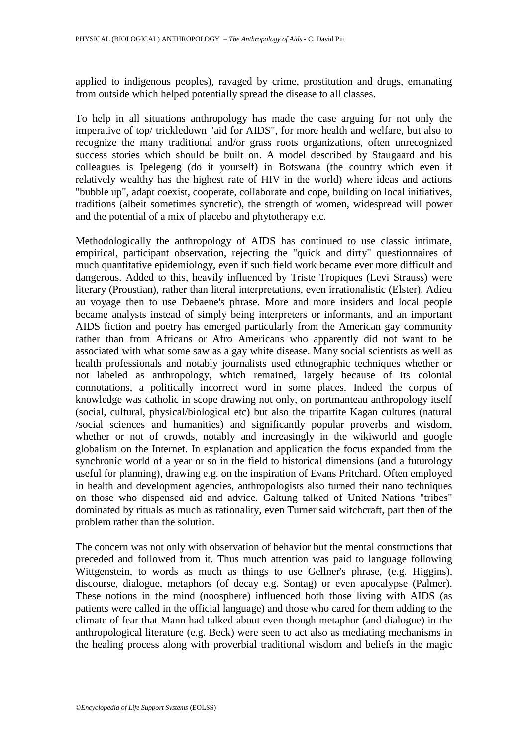applied to indigenous peoples), ravaged by crime, prostitution and drugs, emanating from outside which helped potentially spread the disease to all classes.

To help in all situations anthropology has made the case arguing for not only the imperative of top/ trickledown "aid for AIDS", for more health and welfare, but also to recognize the many traditional and/or grass roots organizations, often unrecognized success stories which should be built on. A model described by Staugaard and his colleagues is Ipelegeng (do it yourself) in Botswana (the country which even if relatively wealthy has the highest rate of HIV in the world) where ideas and actions "bubble up", adapt coexist, cooperate, collaborate and cope, building on local initiatives, traditions (albeit sometimes syncretic), the strength of women, widespread will power and the potential of a mix of placebo and phytotherapy etc.

Methodologically the anthropology of AIDS has continued to use classic intimate, empirical, participant observation, rejecting the "quick and dirty" questionnaires of much quantitative epidemiology, even if such field work became ever more difficult and dangerous. Added to this, heavily influenced by Triste Tropiques (Levi Strauss) were literary (Proustian), rather than literal interpretations, even irrationalistic (Elster). Adieu au voyage then to use Debaene's phrase. More and more insiders and local people became analysts instead of simply being interpreters or informants, and an important AIDS fiction and poetry has emerged particularly from the American gay community rather than from Africans or Afro Americans who apparently did not want to be associated with what some saw as a gay white disease. Many social scientists as well as health professionals and notably journalists used ethnographic techniques whether or not labeled as anthropology, which remained, largely because of its colonial connotations, a politically incorrect word in some places. Indeed the corpus of knowledge was catholic in scope drawing not only, on portmanteau anthropology itself (social, cultural, physical/biological etc) but also the tripartite Kagan cultures (natural /social sciences and humanities) and significantly popular proverbs and wisdom, whether or not of crowds, notably and increasingly in the wikiworld and google globalism on the Internet. In explanation and application the focus expanded from the synchronic world of a year or so in the field to historical dimensions (and a futurology useful for planning), drawing e.g. on the inspiration of Evans Pritchard. Often employed in health and development agencies, anthropologists also turned their nano techniques on those who dispensed aid and advice. Galtung talked of United Nations "tribes" dominated by rituals as much as rationality, even Turner said witchcraft, part then of the problem rather than the solution.

The concern was not only with observation of behavior but the mental constructions that preceded and followed from it. Thus much attention was paid to language following Wittgenstein, to words as much as things to use Gellner's phrase, (e.g. Higgins), discourse, dialogue, metaphors (of decay e.g. Sontag) or even apocalypse (Palmer). These notions in the mind (noosphere) influenced both those living with AIDS (as patients were called in the official language) and those who cared for them adding to the climate of fear that Mann had talked about even though metaphor (and dialogue) in the anthropological literature (e.g. Beck) were seen to act also as mediating mechanisms in the healing process along with proverbial traditional wisdom and beliefs in the magic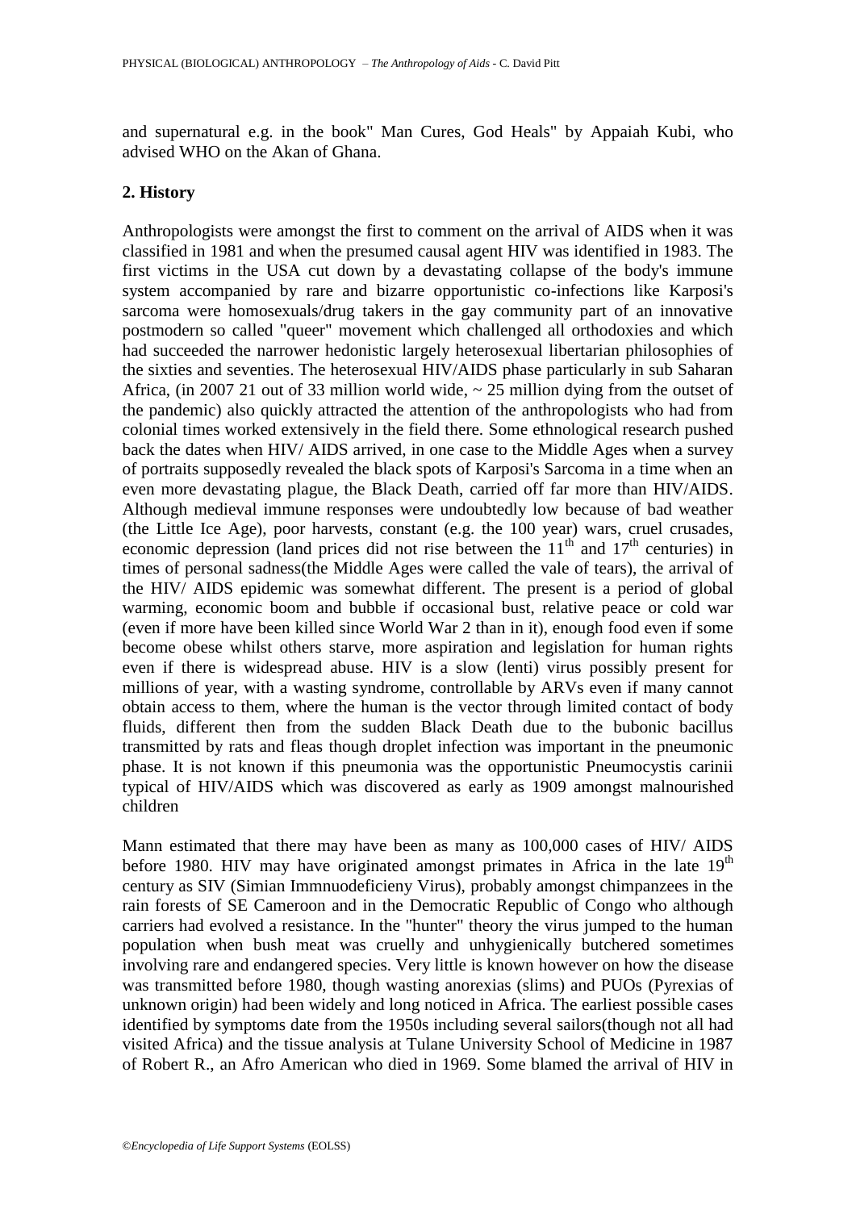and supernatural e.g. in the book" Man Cures, God Heals" by Appaiah Kubi, who advised WHO on the Akan of Ghana.

## 2. History

Anthropologists were amongst the first to comment on the arrival of AIDS when it was classified in 1981 and when the presumed causal agent HIV was identified in 1983. The first victims in the USA cut down by a devastating collapse of the body's immune system accompanied by rare and bizarre opportunistic co-infections like Karposi's sarcoma were homosexuals/drug takers in the gay community part of an innovative postmodern so called "queer" movement which challenged all orthodoxies and which had succeeded the narrower hedonistic largely heterosexual libertarian philosophies of the sixties and seventies. The heterosexual HIV/AIDS phase particularly in sub Saharan Africa, (in 2007 21 out of 33 million world wide, ~ 25 million dying from the outset of the pandemic) also quickly attracted the attention of the anthropologists who had from colonial times worked extensively in the field there. Some ethnological research pushed back the dates when HIV/ AIDS arrived, in one case to the Middle Ages when a survey of portraits supposedly revealed the black spots of Karposi's Sarcoma in a time when an even more devastating plague, the Black Death, carried off far more than HIV/AIDS. Although medieval immune responses were undoubtedly low because of bad weather (the Little Ice Age), poor harvests, constant (e.g. the 100 year) wars, cruel crusades, economic depression (land prices did not rise between the 11$^{th}$ and 17$^{th}$ centuries) in times of personal sadness(the Middle Ages were called the vale of tears), the arrival of the HIV/ AIDS epidemic was somewhat different. The present is a period of global warming, economic boom and bubble if occasional bust, relative peace or cold war (even if more have been killed since World War 2 than in it), enough food even if some become obese whilst others starve, more aspiration and legislation for human rights even if there is widespread abuse. HIV is a slow (lenti) virus possibly present for millions of year, with a wasting syndrome, controllable by ARVs even if many cannot obtain access to them, where the human is the vector through limited contact of body fluids, different then from the sudden Black Death due to the bubonic bacillus transmitted by rats and fleas though droplet infection was important in the pneumonic phase. It is not known if this pneumonia was the opportunistic Pneumocystis carinii typical of HIV/AIDS which was discovered as early as 1909 amongst malnourished children

Mann estimated that there may have been as many as 100,000 cases of HIV/ AIDS before 1980. HIV may have originated amongst primates in Africa in the late 19$^{th}$ century as SIV (Simian Immnuodeficieny Virus), probably amongst chimpanzees in the rain forests of SE Cameroon and in the Democratic Republic of Congo who although carriers had evolved a resistance. In the "hunter" theory the virus jumped to the human population when bush meat was cruelly and unhygienically butchered sometimes involving rare and endangered species. Very little is known however on how the disease was transmitted before 1980, though wasting anorexias (slims) and PUOs (Pyrexias of unknown origin) had been widely and long noticed in Africa. The earliest possible cases identified by symptoms date from the 1950s including several sailors(though not all had visited Africa) and the tissue analysis at Tulane University School of Medicine in 1987 of Robert R., an Afro American who died in 1969. Some blamed the arrival of HIV in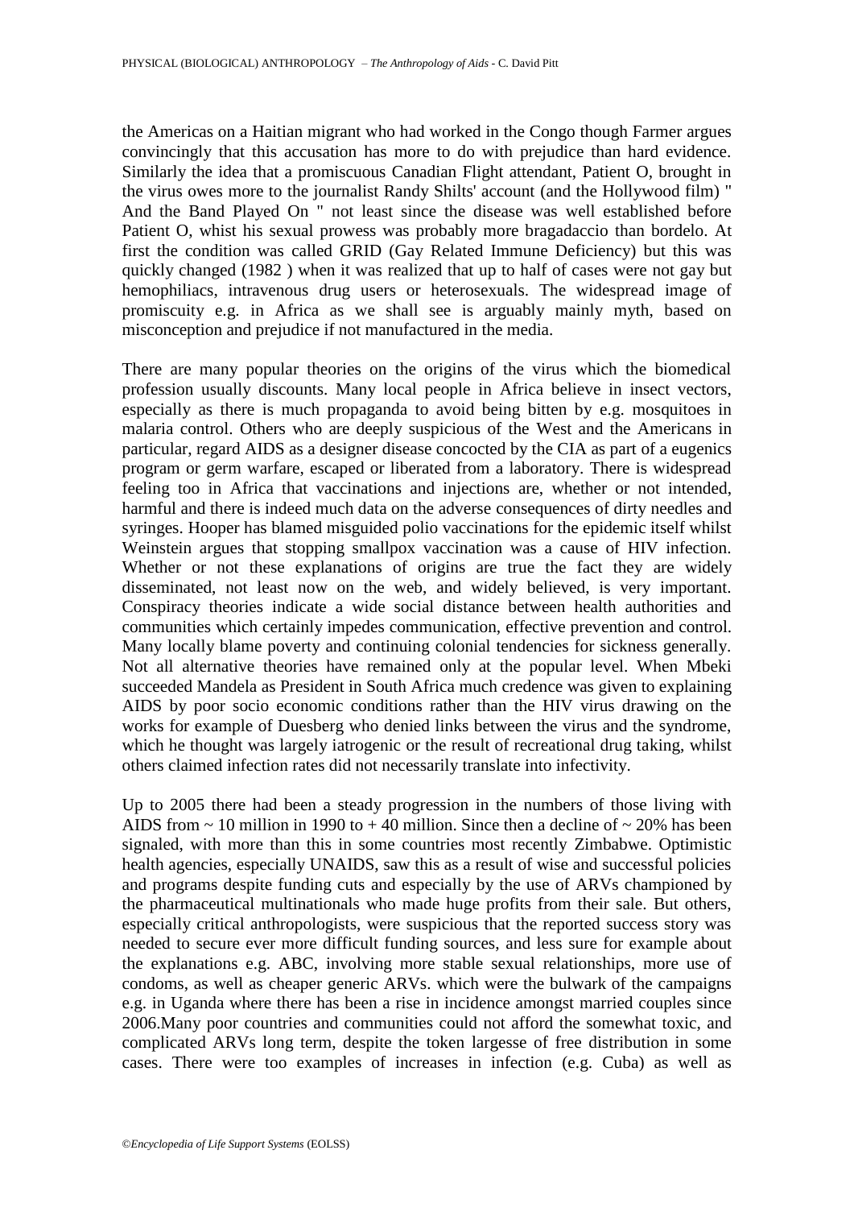the Americas on a Haitian migrant who had worked in the Congo though Farmer argues convincingly that this accusation has more to do with prejudice than hard evidence. Similarly the idea that a promiscuous Canadian Flight attendant, Patient O, brought in the virus owes more to the journalist Randy Shilts' account (and the Hollywood film) " And the Band Played On " not least since the disease was well established before Patient O, whist his sexual prowess was probably more bragadaccio than bordelo. At first the condition was called GRID (Gay Related Immune Deficiency) but this was quickly changed (1982 ) when it was realized that up to half of cases were not gay but hemophiliacs, intravenous drug users or heterosexuals. The widespread image of promiscuity e.g. in Africa as we shall see is arguably mainly myth, based on misconception and prejudice if not manufactured in the media.

There are many popular theories on the origins of the virus which the biomedical profession usually discounts. Many local people in Africa believe in insect vectors, especially as there is much propaganda to avoid being bitten by e.g. mosquitoes in malaria control. Others who are deeply suspicious of the West and the Americans in particular, regard AIDS as a designer disease concocted by the CIA as part of a eugenics program or germ warfare, escaped or liberated from a laboratory. There is widespread feeling too in Africa that vaccinations and injections are, whether or not intended, harmful and there is indeed much data on the adverse consequences of dirty needles and syringes. Hooper has blamed misguided polio vaccinations for the epidemic itself whilst Weinstein argues that stopping smallpox vaccination was a cause of HIV infection. Whether or not these explanations of origins are true the fact they are widely disseminated, not least now on the web, and widely believed, is very important. Conspiracy theories indicate a wide social distance between health authorities and communities which certainly impedes communication, effective prevention and control. Many locally blame poverty and continuing colonial tendencies for sickness generally. Not all alternative theories have remained only at the popular level. When Mbeki succeeded Mandela as President in South Africa much credence was given to explaining AIDS by poor socio economic conditions rather than the HIV virus drawing on the works for example of Duesberg who denied links between the virus and the syndrome, which he thought was largely iatrogenic or the result of recreational drug taking, whilst others claimed infection rates did not necessarily translate into infectivity.

Up to 2005 there had been a steady progression in the numbers of those living with AIDS from ~ 10 million in 1990 to + 40 million. Since then a decline of ~ 20% has been signaled, with more than this in some countries most recently Zimbabwe. Optimistic health agencies, especially UNAIDS, saw this as a result of wise and successful policies and programs despite funding cuts and especially by the use of ARVs championed by the pharmaceutical multinationals who made huge profits from their sale. But others, especially critical anthropologists, were suspicious that the reported success story was needed to secure ever more difficult funding sources, and less sure for example about the explanations e.g. ABC, involving more stable sexual relationships, more use of condoms, as well as cheaper generic ARVs. which were the bulwark of the campaigns e.g. in Uganda where there has been a rise in incidence amongst married couples since 2006.Many poor countries and communities could not afford the somewhat toxic, and complicated ARVs long term, despite the token largesse of free distribution in some cases. There were too examples of increases in infection (e.g. Cuba) as well as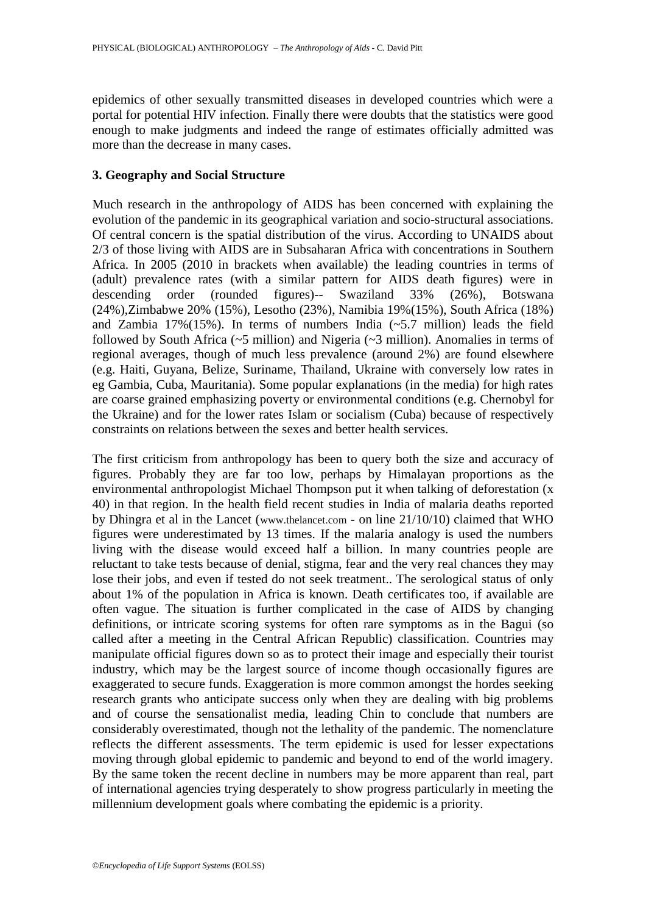epidemics of other sexually transmitted diseases in developed countries which were a portal for potential HIV infection. Finally there were doubts that the statistics were good enough to make judgments and indeed the range of estimates officially admitted was more than the decrease in many cases.

## 3. Geography and Social Structure

Much research in the anthropology of AIDS has been concerned with explaining the evolution of the pandemic in its geographical variation and socio-structural associations. Of central concern is the spatial distribution of the virus. According to UNAIDS about 2/3 of those living with AIDS are in Subsaharan Africa with concentrations in Southern Africa. In 2005 (2010 in brackets when available) the leading countries in terms of (adult) prevalence rates (with a similar pattern for AIDS death figures) were in descending order (rounded figures)-- Swaziland 33% (26%), Botswana (24%),Zimbabwe 20% (15%), Lesotho (23%), Namibia 19%(15%), South Africa (18%) and Zambia 17%(15%). In terms of numbers India (~5.7 million) leads the field followed by South Africa (~5 million) and Nigeria (~3 million). Anomalies in terms of regional averages, though of much less prevalence (around 2%) are found elsewhere (e.g. Haiti, Guyana, Belize, Suriname, Thailand, Ukraine with conversely low rates in eg Gambia, Cuba, Mauritania). Some popular explanations (in the media) for high rates are coarse grained emphasizing poverty or environmental conditions (e.g. Chernobyl for the Ukraine) and for the lower rates Islam or socialism (Cuba) because of respectively constraints on relations between the sexes and better health services.

The first criticism from anthropology has been to query both the size and accuracy of figures. Probably they are far too low, perhaps by Himalayan proportions as the environmental anthropologist Michael Thompson put it when talking of deforestation (x 40) in that region. In the health field recent studies in India of malaria deaths reported by Dhingra et al in the Lancet (www.thelancet.com - on line 21/10/10) claimed that WHO figures were underestimated by 13 times. If the malaria analogy is used the numbers living with the disease would exceed half a billion. In many countries people are reluctant to take tests because of denial, stigma, fear and the very real chances they may lose their jobs, and even if tested do not seek treatment.. The serological status of only about 1% of the population in Africa is known. Death certificates too, if available are often vague. The situation is further complicated in the case of AIDS by changing definitions, or intricate scoring systems for often rare symptoms as in the Bagui (so called after a meeting in the Central African Republic) classification. Countries may manipulate official figures down so as to protect their image and especially their tourist industry, which may be the largest source of income though occasionally figures are exaggerated to secure funds. Exaggeration is more common amongst the hordes seeking research grants who anticipate success only when they are dealing with big problems and of course the sensationalist media, leading Chin to conclude that numbers are considerably overestimated, though not the lethality of the pandemic. The nomenclature reflects the different assessments. The term epidemic is used for lesser expectations moving through global epidemic to pandemic and beyond to end of the world imagery. By the same token the recent decline in numbers may be more apparent than real, part of international agencies trying desperately to show progress particularly in meeting the millennium development goals where combating the epidemic is a priority.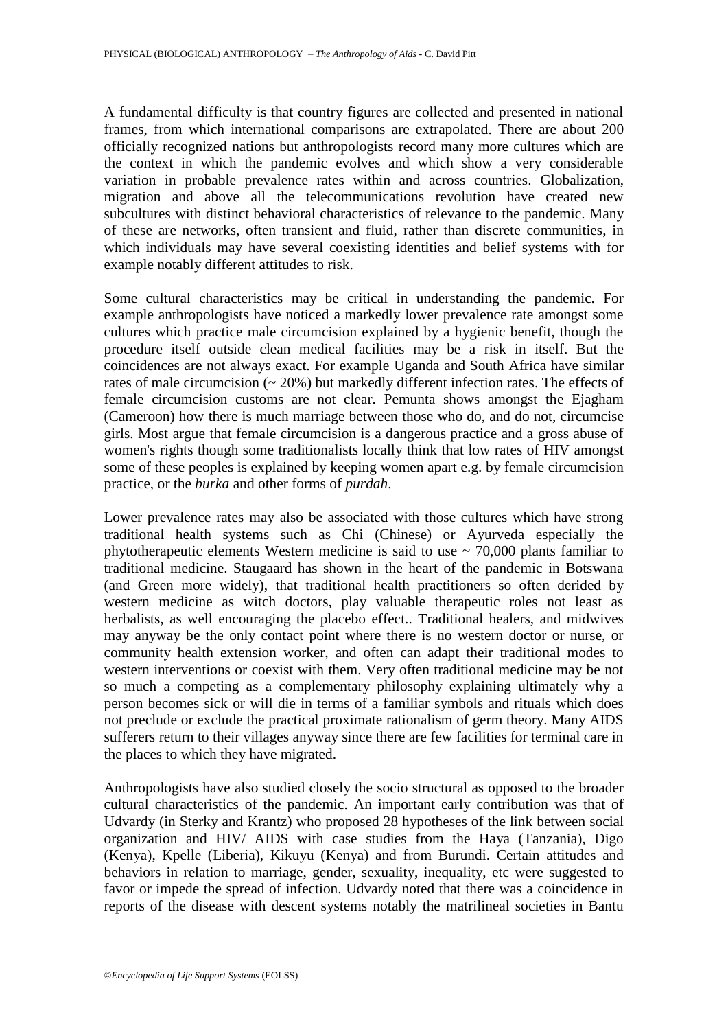A fundamental difficulty is that country figures are collected and presented in national frames, from which international comparisons are extrapolated. There are about 200 officially recognized nations but anthropologists record many more cultures which are the context in which the pandemic evolves and which show a very considerable variation in probable prevalence rates within and across countries. Globalization, migration and above all the telecommunications revolution have created new subcultures with distinct behavioral characteristics of relevance to the pandemic. Many of these are networks, often transient and fluid, rather than discrete communities, in which individuals may have several coexisting identities and belief systems with for example notably different attitudes to risk.

Some cultural characteristics may be critical in understanding the pandemic. For example anthropologists have noticed a markedly lower prevalence rate amongst some cultures which practice male circumcision explained by a hygienic benefit, though the procedure itself outside clean medical facilities may be a risk in itself. But the coincidences are not always exact. For example Uganda and South Africa have similar rates of male circumcision (~ 20%) but markedly different infection rates. The effects of female circumcision customs are not clear. Pemunta shows amongst the Ejagham (Cameroon) how there is much marriage between those who do, and do not, circumcise girls. Most argue that female circumcision is a dangerous practice and a gross abuse of women's rights though some traditionalists locally think that low rates of HIV amongst some of these peoples is explained by keeping women apart e.g. by female circumcision practice, or the *burka* and other forms of *purdah*.

Lower prevalence rates may also be associated with those cultures which have strong traditional health systems such as Chi (Chinese) or Ayurveda especially the phytotherapeutic elements Western medicine is said to use ~ 70,000 plants familiar to traditional medicine. Staugaard has shown in the heart of the pandemic in Botswana (and Green more widely), that traditional health practitioners so often derided by western medicine as witch doctors, play valuable therapeutic roles not least as herbalists, as well encouraging the placebo effect.. Traditional healers, and midwives may anyway be the only contact point where there is no western doctor or nurse, or community health extension worker, and often can adapt their traditional modes to western interventions or coexist with them. Very often traditional medicine may be not so much a competing as a complementary philosophy explaining ultimately why a person becomes sick or will die in terms of a familiar symbols and rituals which does not preclude or exclude the practical proximate rationalism of germ theory. Many AIDS sufferers return to their villages anyway since there are few facilities for terminal care in the places to which they have migrated.

Anthropologists have also studied closely the socio structural as opposed to the broader cultural characteristics of the pandemic. An important early contribution was that of Udvardy (in Sterky and Krantz) who proposed 28 hypotheses of the link between social organization and HIV/ AIDS with case studies from the Haya (Tanzania), Digo (Kenya), Kpelle (Liberia), Kikuyu (Kenya) and from Burundi. Certain attitudes and behaviors in relation to marriage, gender, sexuality, inequality, etc were suggested to favor or impede the spread of infection. Udvardy noted that there was a coincidence in reports of the disease with descent systems notably the matrilineal societies in Bantu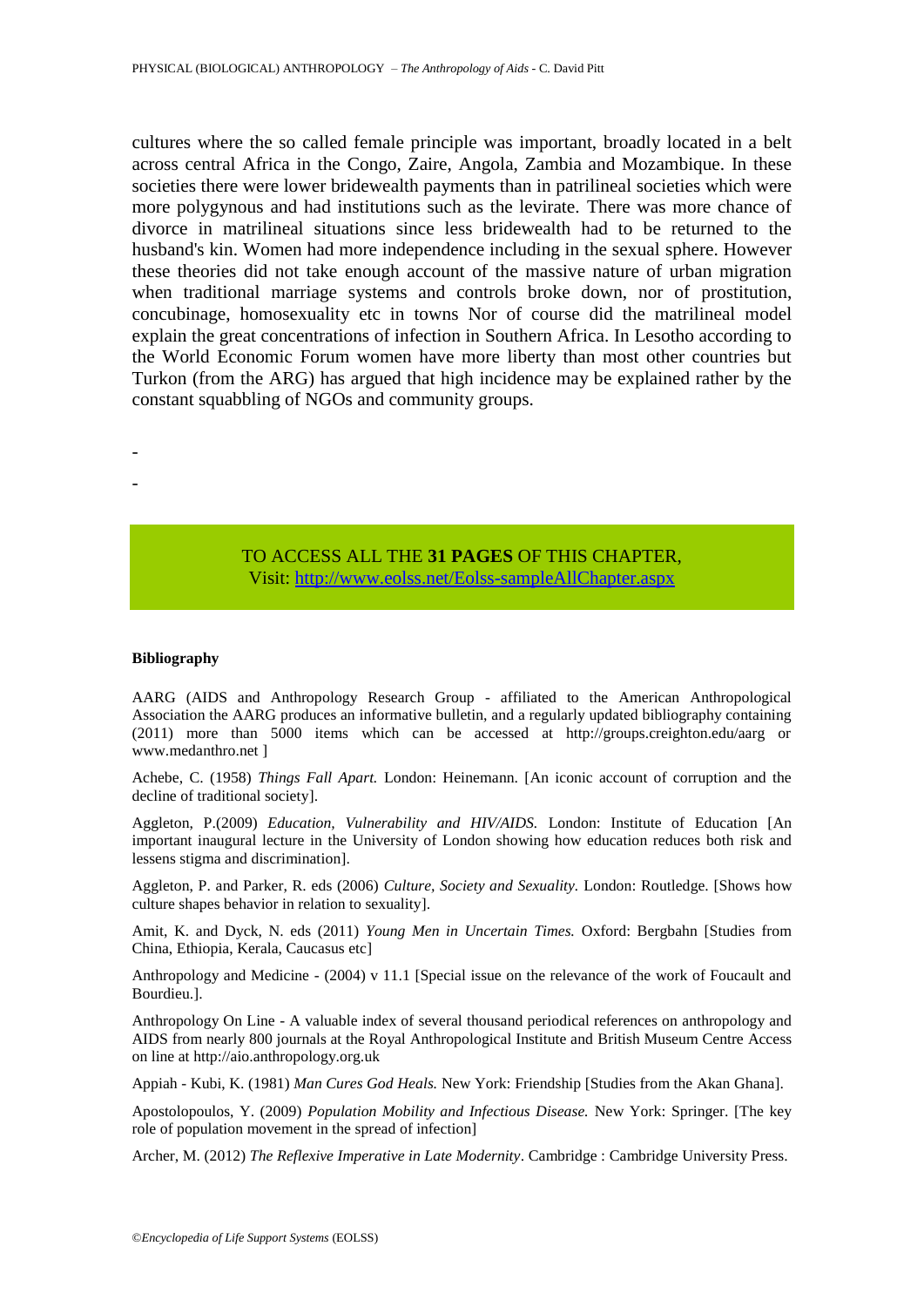cultures where the so called female principle was important, broadly located in a belt across central Africa in the Congo, Zaire, Angola, Zambia and Mozambique. In these societies there were lower bridewealth payments than in patrilineal societies which were more polygynous and had institutions such as the levirate. There was more chance of divorce in matrilineal situations since less bridewealth had to be returned to the husband's kin. Women had more independence including in the sexual sphere. However these theories did not take enough account of the massive nature of urban migration when traditional marriage systems and controls broke down, nor of prostitution, concubinage, homosexuality etc in towns Nor of course did the matrilineal model explain the great concentrations of infection in Southern Africa. In Lesotho according to the World Economic Forum women have more liberty than most other countries but Turkon (from the ARG) has argued that high incidence may be explained rather by the constant squabbling of NGOs and community groups.

-

-

TO ACCESS ALL THE **31 PAGES** OF THIS CHAPTER,
Visit: http://www.eolss.net/Eolss-sampleAllChapter.aspx

**Bibliography**

AARG (AIDS and Anthropology Research Group - affiliated to the American Anthropological Association the AARG produces an informative bulletin, and a regularly updated bibliography containing (2011) more than 5000 items which can be accessed at http://groups.creighton.edu/aarg or www.medanthro.net ]

Achebe, C. (1958) *Things Fall Apart.* London: Heinemann. [An iconic account of corruption and the decline of traditional society].

Aggleton, P.(2009) *Education, Vulnerability and HIV/AIDS.* London: Institute of Education [An important inaugural lecture in the University of London showing how education reduces both risk and lessens stigma and discrimination].

Aggleton, P. and Parker, R. eds (2006) *Culture, Society and Sexuality.* London: Routledge. [Shows how culture shapes behavior in relation to sexuality].

Amit, K. and Dyck, N. eds (2011) *Young Men in Uncertain Times.* Oxford: Bergbahn [Studies from China, Ethiopia, Kerala, Caucasus etc]

Anthropology and Medicine - (2004) v 11.1 [Special issue on the relevance of the work of Foucault and Bourdieu.].

Anthropology On Line - A valuable index of several thousand periodical references on anthropology and AIDS from nearly 800 journals at the Royal Anthropological Institute and British Museum Centre Access on line at http://aio.anthropology.org.uk

Appiah - Kubi, K. (1981) *Man Cures God Heals.* New York: Friendship [Studies from the Akan Ghana].

Apostolopoulos, Y. (2009) *Population Mobility and Infectious Disease.* New York: Springer. [The key role of population movement in the spread of infection]

Archer, M. (2012) *The Reflexive Imperative in Late Modernity*. Cambridge : Cambridge University Press.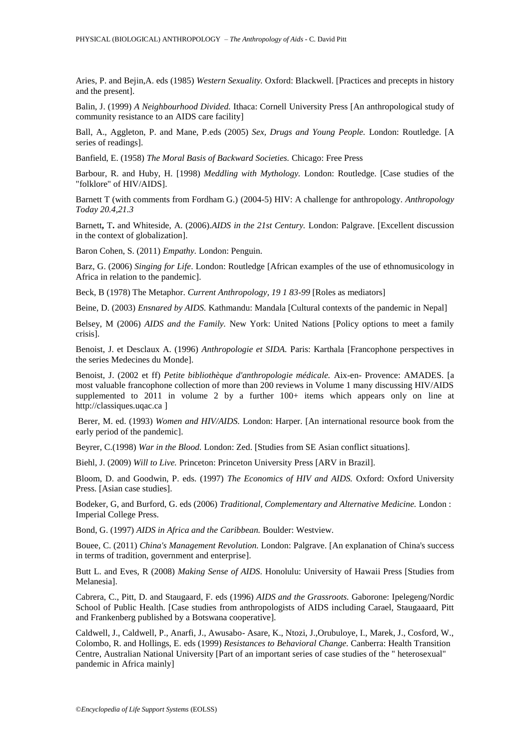Aries, P. and Bejin,A. eds (1985) *Western Sexuality.* Oxford: Blackwell. [Practices and precepts in history and the present].

Balin, J. (1999) *A Neighbourhood Divided.* Ithaca: Cornell University Press [An anthropological study of community resistance to an AIDS care facility]

Ball, A., Aggleton, P. and Mane, P.eds (2005) *Sex, Drugs and Young People.* London: Routledge. [A series of readings].

Banfield, E. (1958) *The Moral Basis of Backward Societies.* Chicago: Free Press

Barbour, R. and Huby, H. [1998) *Meddling with Mythology.* London: Routledge. [Case studies of the "folklore" of HIV/AIDS].

Barnett T (with comments from Fordham G.) (2004-5) HIV: A challenge for anthropology. *Anthropology Today 20.4,21.3*

Barnett**,** T**.** and Whiteside, A. (2006).*AIDS in the 21st Century.* London: Palgrave. [Excellent discussion in the context of globalization].

Baron Cohen, S. (2011) *Empathy.* London: Penguin.

Barz, G. (2006) *Singing for Life*. London: Routledge [African examples of the use of ethnomusicology in Africa in relation to the pandemic].

Beck, B (1978) The Metaphor. *Current Anthropology, 19 1 83-99* [Roles as mediators]

Beine, D. (2003) *Ensnared by AIDS.* Kathmandu: Mandala [Cultural contexts of the pandemic in Nepal]

Belsey, M (2006) *AIDS and the Family.* New York: United Nations [Policy options to meet a family crisis].

Benoist, J. et Desclaux A. (1996) *Anthropologie et SIDA.* Paris: Karthala [Francophone perspectives in the series Medecines du Monde].

Benoist, J. (2002 et ff) *Petite bibliothèque d'anthropologie médicale.* Aix-en- Provence: AMADES. [a most valuable francophone collection of more than 200 reviews in Volume 1 many discussing HIV/AIDS supplemented to 2011 in volume 2 by a further 100+ items which appears only on line at http://classiques.uqac.ca ]

Berer, M. ed. (1993) *Women and HIV/AIDS.* London: Harper. [An international resource book from the early period of the pandemic].

Beyrer, C.(1998) *War in the Blood.* London: Zed. [Studies from SE Asian conflict situations].

Biehl, J. (2009) *Will to Live.* Princeton: Princeton University Press [ARV in Brazil].

Bloom, D. and Goodwin, P. eds. (1997) *The Economics of HIV and AIDS.* Oxford: Oxford University Press. [Asian case studies].

Bodeker, G, and Burford, G. eds (2006) *Traditional, Complementary and Alternative Medicine.* London : Imperial College Press.

Bond, G. (1997) *AIDS in Africa and the Caribbean.* Boulder: Westview.

Bouee, C. (2011) *China's Management Revolution.* London: Palgrave. [An explanation of China's success in terms of tradition, government and enterprise].

Butt L. and Eves, R (2008) *Making Sense of AIDS*. Honolulu: University of Hawaii Press [Studies from Melanesia].

Cabrera, C., Pitt, D. and Staugaard, F. eds (1996) *AIDS and the Grassroots.* Gaborone: Ipelegeng/Nordic School of Public Health. [Case studies from anthropologists of AIDS including Carael, Staugaaard, Pitt and Frankenberg published by a Botswana cooperative].

Caldwell, J., Caldwell, P., Anarfi, J., Awusabo- Asare, K., Ntozi, J.,Orubuloye, I., Marek, J., Cosford, W., Colombo, R. and Hollings, E. eds (1999) *Resistances to Behavioral Change.* Canberra: Health Transition Centre, Australian National University [Part of an important series of case studies of the " heterosexual" pandemic in Africa mainly]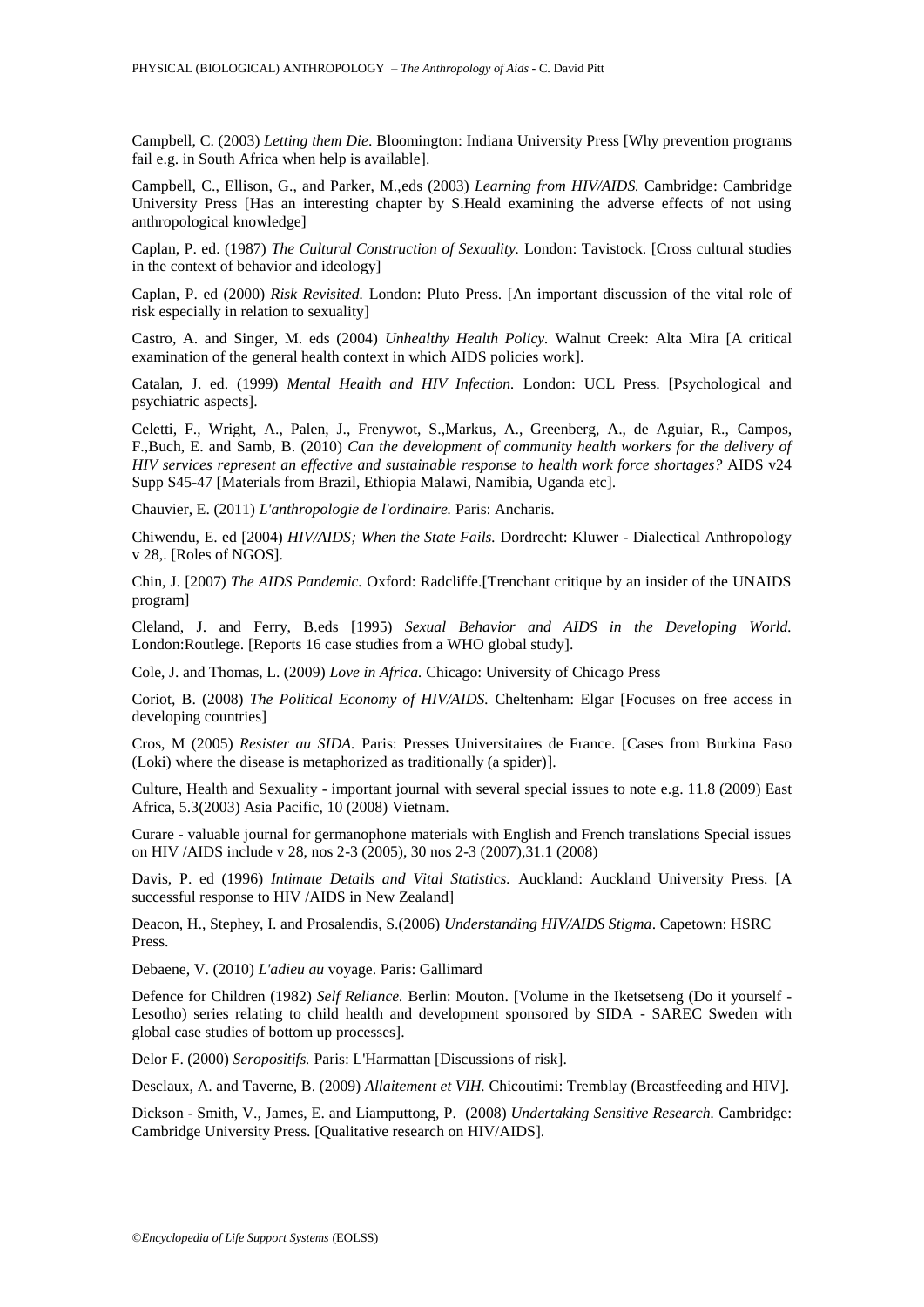Campbell, C. (2003) *Letting them Die*. Bloomington: Indiana University Press [Why prevention programs fail e.g. in South Africa when help is available].

Campbell, C., Ellison, G., and Parker, M.,eds (2003) *Learning from HIV/AIDS.* Cambridge: Cambridge University Press [Has an interesting chapter by S.Heald examining the adverse effects of not using anthropological knowledge]

Caplan, P. ed. (1987) *The Cultural Construction of Sexuality.* London: Tavistock. [Cross cultural studies in the context of behavior and ideology]

Caplan, P. ed (2000) *Risk Revisited.* London: Pluto Press. [An important discussion of the vital role of risk especially in relation to sexuality]

Castro, A. and Singer, M. eds (2004) *Unhealthy Health Policy.* Walnut Creek: Alta Mira [A critical examination of the general health context in which AIDS policies work].

Catalan, J. ed. (1999) *Mental Health and HIV Infection.* London: UCL Press. [Psychological and psychiatric aspects].

Celetti, F., Wright, A., Palen, J., Frenywot, S.,Markus, A., Greenberg, A., de Aguiar, R., Campos, F.,Buch, E. and Samb, B. (2010) *Can the development of community health workers for the delivery of HIV services represent an effective and sustainable response to health work force shortages?* AIDS v24 Supp S45-47 [Materials from Brazil, Ethiopia Malawi, Namibia, Uganda etc].

Chauvier, E. (2011) *L'anthropologie de l'ordinaire.* Paris: Ancharis.

Chiwendu, E. ed [2004) *HIV/AIDS; When the State Fails.* Dordrecht: Kluwer - Dialectical Anthropology v 28,. [Roles of NGOS].

Chin, J. [2007) *The AIDS Pandemic.* Oxford: Radcliffe.[Trenchant critique by an insider of the UNAIDS program]

Cleland, J. and Ferry, B.eds [1995) *Sexual Behavior and AIDS in the Developing World.* London:Routlege. [Reports 16 case studies from a WHO global study].

Cole, J. and Thomas, L. (2009) *Love in Africa.* Chicago: University of Chicago Press

Coriot, B. (2008) *The Political Economy of HIV/AIDS.* Cheltenham: Elgar [Focuses on free access in developing countries]

Cros, M (2005) *Resister au SIDA.* Paris: Presses Universitaires de France. [Cases from Burkina Faso (Loki) where the disease is metaphorized as traditionally (a spider)].

Culture, Health and Sexuality - important journal with several special issues to note e.g. 11.8 (2009) East Africa, 5.3(2003) Asia Pacific, 10 (2008) Vietnam.

Curare - valuable journal for germanophone materials with English and French translations Special issues on HIV /AIDS include v 28, nos 2-3 (2005), 30 nos 2-3 (2007),31.1 (2008)

Davis, P. ed (1996) *Intimate Details and Vital Statistics.* Auckland: Auckland University Press. [A successful response to HIV /AIDS in New Zealand]

Deacon, H., Stephey, I. and Prosalendis, S.(2006) *Understanding HIV/AIDS Stigma*. Capetown: HSRC Press.

Debaene, V. (2010) *L'adieu au* voyage. Paris: Gallimard

Defence for Children (1982) *Self Reliance.* Berlin: Mouton. [Volume in the Iketsetseng (Do it yourself - Lesotho) series relating to child health and development sponsored by SIDA - SAREC Sweden with global case studies of bottom up processes].

Delor F. (2000) *Seropositifs.* Paris: L'Harmattan [Discussions of risk].

Desclaux, A. and Taverne, B. (2009) *Allaitement et VIH.* Chicoutimi: Tremblay (Breastfeeding and HIV].

Dickson - Smith, V., James, E. and Liamputtong, P. (2008) *Undertaking Sensitive Research.* Cambridge: Cambridge University Press. [Qualitative research on HIV/AIDS].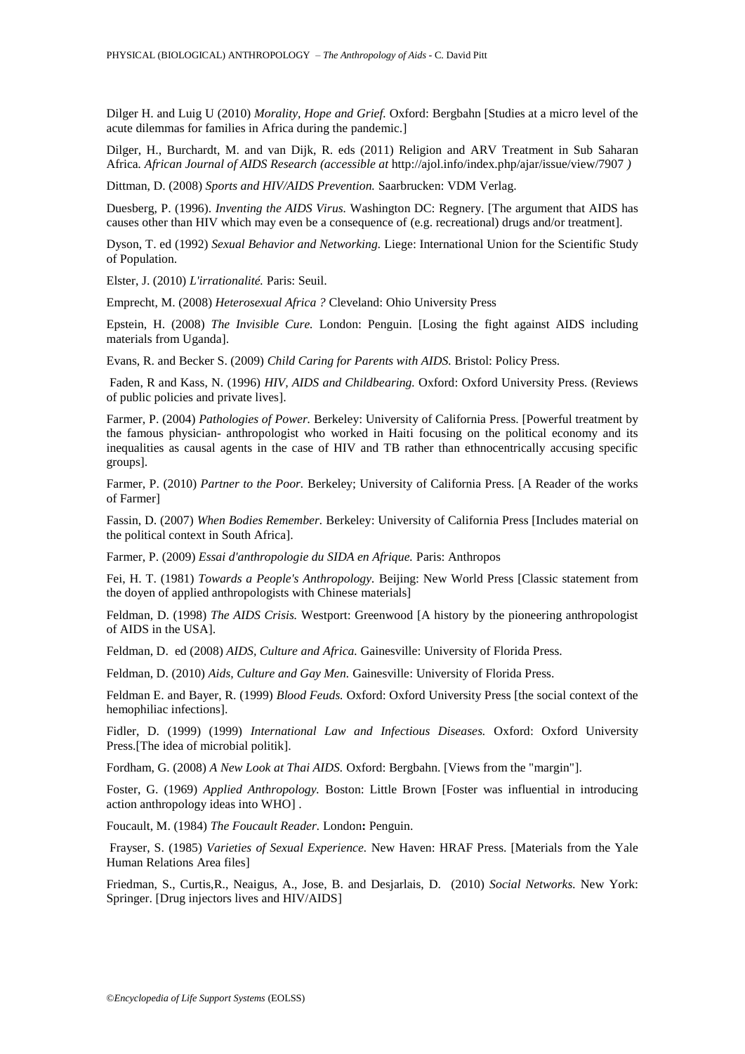Dilger H. and Luig U (2010) *Morality, Hope and Grief.* Oxford: Bergbahn [Studies at a micro level of the acute dilemmas for families in Africa during the pandemic.]

Dilger, H., Burchardt, M. and van Dijk, R. eds (2011) Religion and ARV Treatment in Sub Saharan Africa. *African Journal of AIDS Research (accessible at* http://ajol.info/index.php/ajar/issue/view/7907 *)*

Dittman, D. (2008) *Sports and HIV/AIDS Prevention.* Saarbrucken: VDM Verlag.

Duesberg, P. (1996). *Inventing the AIDS Virus.* Washington DC: Regnery. [The argument that AIDS has causes other than HIV which may even be a consequence of (e.g. recreational) drugs and/or treatment].

Dyson, T. ed (1992) *Sexual Behavior and Networking.* Liege: International Union for the Scientific Study of Population.

Elster, J. (2010) *L'irrationalité.* Paris: Seuil.

Emprecht, M. (2008) *Heterosexual Africa ?* Cleveland: Ohio University Press

Epstein, H. (2008) *The Invisible Cure.* London: Penguin. [Losing the fight against AIDS including materials from Uganda].

Evans, R. and Becker S. (2009) *Child Caring for Parents with AIDS.* Bristol: Policy Press.

Faden, R and Kass, N. (1996) *HIV, AIDS and Childbearing.* Oxford: Oxford University Press. (Reviews of public policies and private lives].

Farmer, P. (2004) *Pathologies of Power.* Berkeley: University of California Press. [Powerful treatment by the famous physician- anthropologist who worked in Haiti focusing on the political economy and its inequalities as causal agents in the case of HIV and TB rather than ethnocentrically accusing specific groups].

Farmer, P. (2010) *Partner to the Poor.* Berkeley; University of California Press. [A Reader of the works of Farmer]

Fassin, D. (2007) *When Bodies Remember.* Berkeley: University of California Press [Includes material on the political context in South Africa].

Farmer, P. (2009) *Essai d'anthropologie du SIDA en Afrique.* Paris: Anthropos

Fei, H. T. (1981) *Towards a People's Anthropology.* Beijing: New World Press [Classic statement from the doyen of applied anthropologists with Chinese materials]

Feldman, D. (1998) *The AIDS Crisis.* Westport: Greenwood [A history by the pioneering anthropologist of AIDS in the USA].

Feldman, D. ed (2008) *AIDS, Culture and Africa.* Gainesville: University of Florida Press.

Feldman, D. (2010) *Aids, Culture and Gay Men.* Gainesville: University of Florida Press.

Feldman E. and Bayer, R. (1999) *Blood Feuds.* Oxford: Oxford University Press [the social context of the hemophiliac infections].

Fidler, D. (1999) (1999) *International Law and Infectious Diseases.* Oxford: Oxford University Press.[The idea of microbial politik].

Fordham, G. (2008) *A New Look at Thai AIDS.* Oxford: Bergbahn. [Views from the "margin"].

Foster, G. (1969) *Applied Anthropology.* Boston: Little Brown [Foster was influential in introducing action anthropology ideas into WHO] .

Foucault, M. (1984) *The Foucault Reader.* London**:** Penguin.

Frayser, S. (1985) *Varieties of Sexual Experience.* New Haven: HRAF Press. [Materials from the Yale Human Relations Area files]

Friedman, S., Curtis,R., Neaigus, A., Jose, B. and Desjarlais, D. (2010) *Social Networks.* New York: Springer. [Drug injectors lives and HIV/AIDS]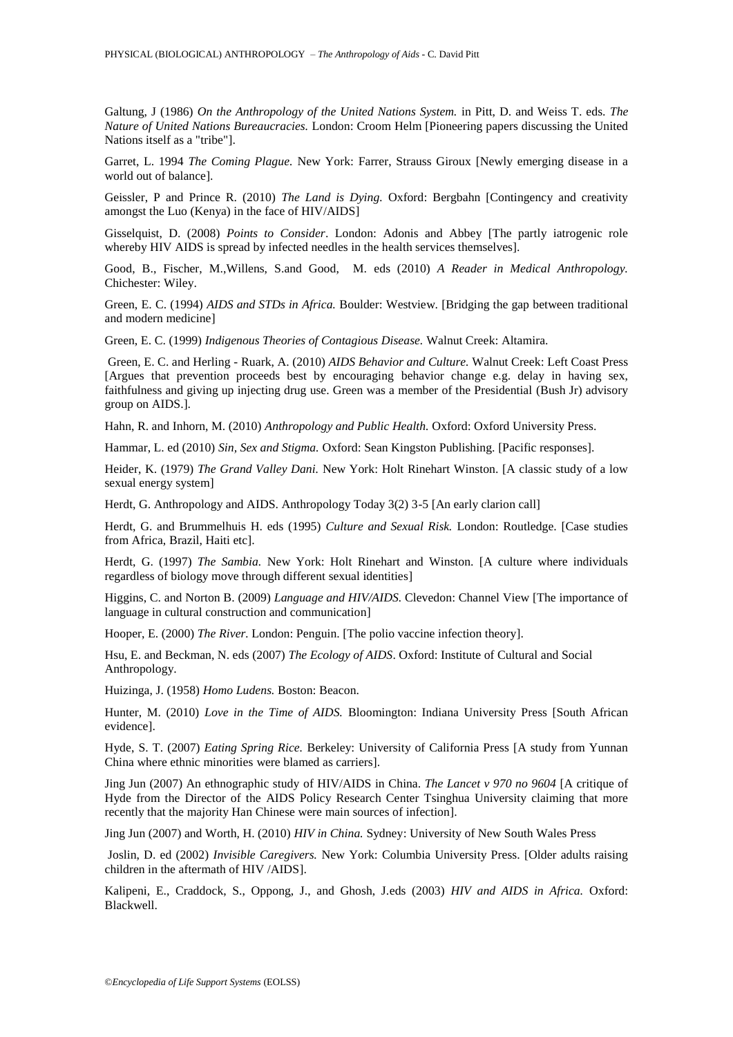Galtung, J (1986) *On the Anthropology of the United Nations System.* in Pitt, D. and Weiss T. eds. *The Nature of United Nations Bureaucracies.* London: Croom Helm [Pioneering papers discussing the United Nations itself as a "tribe"].

Garret, L. 1994 *The Coming Plague.* New York: Farrer, Strauss Giroux [Newly emerging disease in a world out of balance].

Geissler, P and Prince R. (2010) *The Land is Dying.* Oxford: Bergbahn [Contingency and creativity amongst the Luo (Kenya) in the face of HIV/AIDS]

Gisselquist, D. (2008) *Points to Consider*. London: Adonis and Abbey [The partly iatrogenic role whereby HIV AIDS is spread by infected needles in the health services themselves].

Good, B., Fischer, M.,Willens, S.and Good, M. eds (2010) *A Reader in Medical Anthropology.* Chichester: Wiley.

Green, E. C. (1994) *AIDS and STDs in Africa.* Boulder: Westview. [Bridging the gap between traditional and modern medicine]

Green, E. C. (1999) *Indigenous Theories of Contagious Disease.* Walnut Creek: Altamira.

Green, E. C. and Herling - Ruark, A. (2010) *AIDS Behavior and Culture.* Walnut Creek: Left Coast Press [Argues that prevention proceeds best by encouraging behavior change e.g. delay in having sex, faithfulness and giving up injecting drug use. Green was a member of the Presidential (Bush Jr) advisory group on AIDS.].

Hahn, R. and Inhorn, M. (2010) *Anthropology and Public Health.* Oxford: Oxford University Press.

Hammar, L. ed (2010) *Sin, Sex and Stigma.* Oxford: Sean Kingston Publishing. [Pacific responses].

Heider, K. (1979) *The Grand Valley Dani.* New York: Holt Rinehart Winston. [A classic study of a low sexual energy system]

Herdt, G. Anthropology and AIDS. Anthropology Today 3(2) 3-5 [An early clarion call]

Herdt, G. and Brummelhuis H. eds (1995) *Culture and Sexual Risk.* London: Routledge. [Case studies from Africa, Brazil, Haiti etc].

Herdt, G. (1997) *The Sambia.* New York: Holt Rinehart and Winston. [A culture where individuals regardless of biology move through different sexual identities]

Higgins, C. and Norton B. (2009) *Language and HIV/AIDS.* Clevedon: Channel View [The importance of language in cultural construction and communication]

Hooper, E. (2000) *The River.* London: Penguin. [The polio vaccine infection theory].

Hsu, E. and Beckman, N. eds (2007) *The Ecology of AIDS*. Oxford: Institute of Cultural and Social Anthropology.

Huizinga, J. (1958) *Homo Ludens.* Boston: Beacon.

Hunter, M. (2010) *Love in the Time of AIDS.* Bloomington: Indiana University Press [South African evidence].

Hyde, S. T. (2007) *Eating Spring Rice.* Berkeley: University of California Press [A study from Yunnan China where ethnic minorities were blamed as carriers].

Jing Jun (2007) An ethnographic study of HIV/AIDS in China. *The Lancet v 970 no 9604* [A critique of Hyde from the Director of the AIDS Policy Research Center Tsinghua University claiming that more recently that the majority Han Chinese were main sources of infection].

Jing Jun (2007) and Worth, H. (2010) *HIV in China.* Sydney: University of New South Wales Press

Joslin, D. ed (2002) *Invisible Caregivers.* New York: Columbia University Press. [Older adults raising children in the aftermath of HIV /AIDS].

Kalipeni, E., Craddock, S., Oppong, J., and Ghosh, J.eds (2003) *HIV and AIDS in Africa.* Oxford: Blackwell.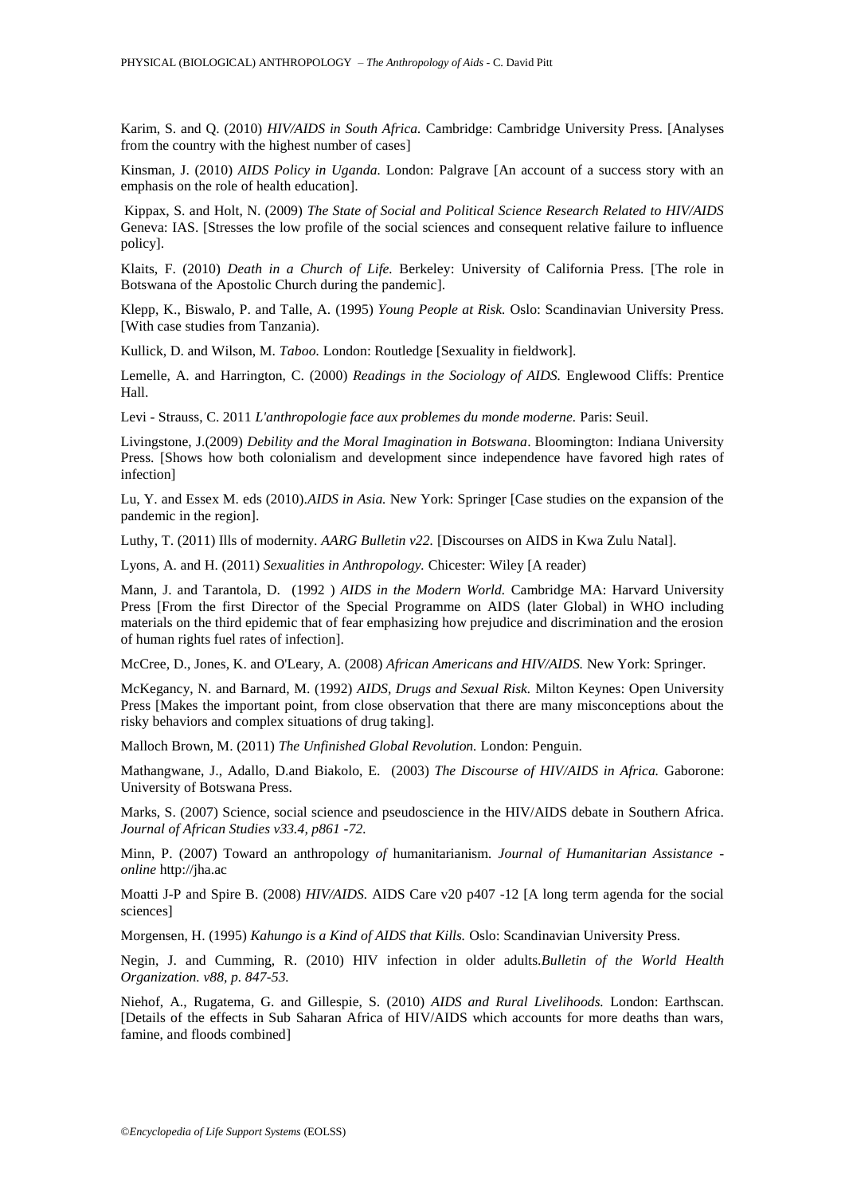Karim, S. and Q. (2010) *HIV/AIDS in South Africa.* Cambridge: Cambridge University Press. [Analyses from the country with the highest number of cases]

Kinsman, J. (2010) *AIDS Policy in Uganda.* London: Palgrave [An account of a success story with an emphasis on the role of health education].

Kippax, S. and Holt, N. (2009) *The State of Social and Political Science Research Related to HIV/AIDS* Geneva: IAS. [Stresses the low profile of the social sciences and consequent relative failure to influence policy].

Klaits, F. (2010) *Death in a Church of Life.* Berkeley: University of California Press. [The role in Botswana of the Apostolic Church during the pandemic].

Klepp, K., Biswalo, P. and Talle, A. (1995) *Young People at Risk.* Oslo: Scandinavian University Press. [With case studies from Tanzania).

Kullick, D. and Wilson, M. *Taboo.* London: Routledge [Sexuality in fieldwork].

Lemelle, A. and Harrington, C. (2000) *Readings in the Sociology of AIDS.* Englewood Cliffs: Prentice Hall.

Levi - Strauss, C. 2011 *L'anthropologie face aux problemes du monde moderne.* Paris: Seuil.

Livingstone, J.(2009) *Debility and the Moral Imagination in Botswana*. Bloomington: Indiana University Press. [Shows how both colonialism and development since independence have favored high rates of infection]

Lu, Y. and Essex M. eds (2010).*AIDS in Asia.* New York: Springer [Case studies on the expansion of the pandemic in the region].

Luthy, T. (2011) Ills of modernity. *AARG Bulletin v22.* [Discourses on AIDS in Kwa Zulu Natal].

Lyons, A. and H. (2011) *Sexualities in Anthropology.* Chicester: Wiley [A reader)

Mann, J. and Tarantola, D. (1992 ) *AIDS in the Modern World.* Cambridge MA: Harvard University Press [From the first Director of the Special Programme on AIDS (later Global) in WHO including materials on the third epidemic that of fear emphasizing how prejudice and discrimination and the erosion of human rights fuel rates of infection].

McCree, D., Jones, K. and O'Leary, A. (2008) *African Americans and HIV/AIDS.* New York: Springer.

McKegancy, N. and Barnard, M. (1992) *AIDS, Drugs and Sexual Risk.* Milton Keynes: Open University Press [Makes the important point, from close observation that there are many misconceptions about the risky behaviors and complex situations of drug taking].

Malloch Brown, M. (2011) *The Unfinished Global Revolution.* London: Penguin.

Mathangwane, J., Adallo, D.and Biakolo, E. (2003) *The Discourse of HIV/AIDS in Africa.* Gaborone: University of Botswana Press.

Marks, S. (2007) Science, social science and pseudoscience in the HIV/AIDS debate in Southern Africa. *Journal of African Studies v33.4, p861 -72.*

Minn, P. (2007) Toward an anthropology *of* humanitarianism. *Journal of Humanitarian Assistance - online* http://jha.ac

Moatti J-P and Spire B. (2008) *HIV/AIDS.* AIDS Care v20 p407 -12 [A long term agenda for the social sciences]

Morgensen, H. (1995) *Kahungo is a Kind of AIDS that Kills.* Oslo: Scandinavian University Press.

Negin, J. and Cumming, R. (2010) HIV infection in older adults.*Bulletin of the World Health Organization. v88, p. 847-53.*

Niehof, A., Rugatema, G. and Gillespie, S. (2010) *AIDS and Rural Livelihoods.* London: Earthscan. [Details of the effects in Sub Saharan Africa of HIV/AIDS which accounts for more deaths than wars, famine, and floods combined]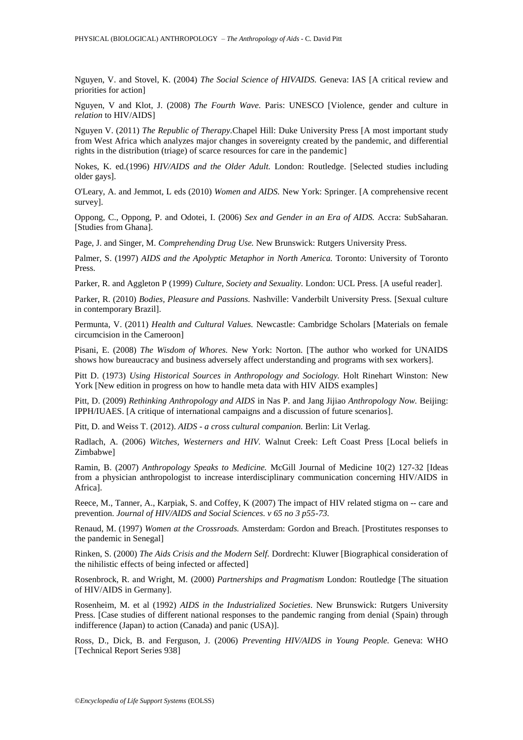Nguyen, V. and Stovel, K. (2004) *The Social Science of HIVAIDS.* Geneva: IAS [A critical review and priorities for action]

Nguyen, V and Klot, J. (2008) *The Fourth Wave.* Paris: UNESCO [Violence, gender and culture in *relation* to HIV/AIDS]

Nguyen V. (2011) *The Republic of Therapy.*Chapel Hill: Duke University Press [A most important study from West Africa which analyzes major changes in sovereignty created by the pandemic, and differential rights in the distribution (triage) of scarce resources for care in the pandemic]

Nokes, K. ed.(1996) *HIV/AIDS and the Older Adult.* London: Routledge. [Selected studies including older gays].

O'Leary, A. and Jemmot, L eds (2010) *Women and AIDS.* New York: Springer. [A comprehensive recent survey].

Oppong, C., Oppong, P. and Odotei, I. (2006) *Sex and Gender in an Era of AIDS.* Accra: SubSaharan. [Studies from Ghana].

Page, J. and Singer, M. *Comprehending Drug Use.* New Brunswick: Rutgers University Press.

Palmer, S. (1997) *AIDS and the Apolyptic Metaphor in North America.* Toronto: University of Toronto Press.

Parker, R. and Aggleton P (1999) *Culture, Society and Sexuality.* London: UCL Press. [A useful reader].

Parker, R. (2010) *Bodies, Pleasure and Passions.* Nashville: Vanderbilt University Press. [Sexual culture in contemporary Brazil].

Permunta, V. (2011) *Health and Cultural Values.* Newcastle: Cambridge Scholars [Materials on female circumcision in the Cameroon]

Pisani, E. (2008) *The Wisdom of Whores.* New York: Norton. [The author who worked for UNAIDS shows how bureaucracy and business adversely affect understanding and programs with sex workers].

Pitt D. (1973) *Using Historical Sources in Anthropology and Sociology.* Holt Rinehart Winston: New York [New edition in progress on how to handle meta data with HIV AIDS examples]

Pitt, D. (2009) *Rethinking Anthropology and AIDS* in Nas P. and Jang Jijiao *Anthropology Now.* Beijing: IPPH/IUAES. [A critique of international campaigns and a discussion of future scenarios].

Pitt, D. and Weiss T. (2012). *AIDS - a cross cultural companion.* Berlin: Lit Verlag.

Radlach, A. (2006) *Witches, Westerners and HIV.* Walnut Creek: Left Coast Press [Local beliefs in Zimbabwe]

Ramin, B. (2007) *Anthropology Speaks to Medicine.* McGill Journal of Medicine 10(2) 127-32 [Ideas from a physician anthropologist to increase interdisciplinary communication concerning HIV/AIDS in Africa].

Reece, M., Tanner, A., Karpiak, S. and Coffey, K (2007) The impact of HIV related stigma on -- care and prevention. *Journal of HIV/AIDS and Social Sciences. v 65 no 3 p55-73.*

Renaud, M. (1997) *Women at the Crossroads.* Amsterdam: Gordon and Breach. [Prostitutes responses to the pandemic in Senegal]

Rinken, S. (2000) *The Aids Crisis and the Modern Self.* Dordrecht: Kluwer [Biographical consideration of the nihilistic effects of being infected or affected]

Rosenbrock, R. and Wright, M. (2000) *Partnerships and Pragmatism* London: Routledge [The situation of HIV/AIDS in Germany].

Rosenheim, M. et al (1992) *AIDS in the Industrialized Societies*. New Brunswick: Rutgers University Press. [Case studies of different national responses to the pandemic ranging from denial (Spain) through indifference (Japan) to action (Canada) and panic (USA)].

Ross, D., Dick, B. and Ferguson, J. (2006) *Preventing HIV/AIDS in Young People.* Geneva: WHO [Technical Report Series 938]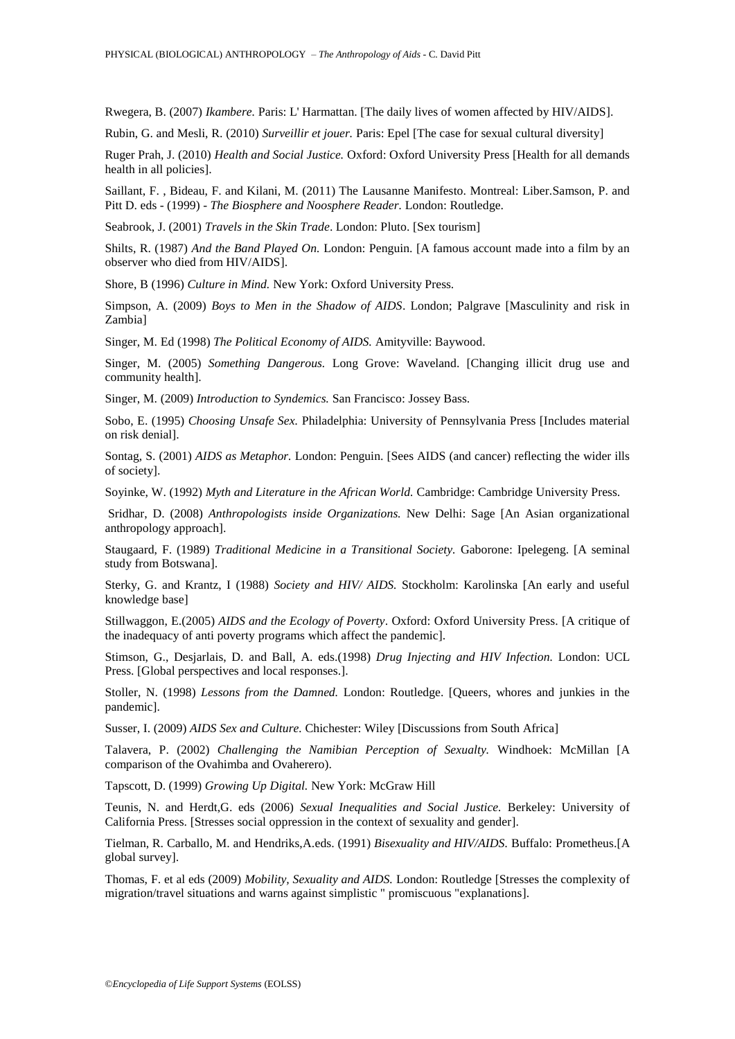Rwegera, B. (2007) *Ikambere.* Paris: L' Harmattan. [The daily lives of women affected by HIV/AIDS].

Rubin, G. and Mesli, R. (2010) *Surveillir et jouer.* Paris: Epel [The case for sexual cultural diversity]

Ruger Prah, J. (2010) *Health and Social Justice.* Oxford: Oxford University Press [Health for all demands health in all policies].

Saillant, F. , Bideau, F. and Kilani, M. (2011) The Lausanne Manifesto. Montreal: Liber.Samson, P. and Pitt D. eds - (1999) - *The Biosphere and Noosphere Reader.* London: Routledge.

Seabrook, J. (2001) *Travels in the Skin Trade*. London: Pluto. [Sex tourism]

Shilts, R. (1987) *And the Band Played On.* London: Penguin. [A famous account made into a film by an observer who died from HIV/AIDS].

Shore, B (1996) *Culture in Mind.* New York: Oxford University Press.

Simpson, A. (2009) *Boys to Men in the Shadow of AIDS*. London; Palgrave [Masculinity and risk in Zambia]

Singer, M. Ed (1998) *The Political Economy of AIDS.* Amityville: Baywood.

Singer, M. (2005) *Something Dangerous.* Long Grove: Waveland. [Changing illicit drug use and community health].

Singer, M. (2009) *Introduction to Syndemics.* San Francisco: Jossey Bass.

Sobo, E. (1995) *Choosing Unsafe Sex.* Philadelphia: University of Pennsylvania Press [Includes material on risk denial].

Sontag, S. (2001) *AIDS as Metaphor.* London: Penguin. [Sees AIDS (and cancer) reflecting the wider ills of society].

Soyinke, W. (1992) *Myth and Literature in the African World.* Cambridge: Cambridge University Press.

Sridhar, D. (2008) *Anthropologists inside Organizations.* New Delhi: Sage [An Asian organizational anthropology approach].

Staugaard, F. (1989) *Traditional Medicine in a Transitional Society.* Gaborone: Ipelegeng. [A seminal study from Botswana].

Sterky, G. and Krantz, I (1988) *Society and HIV/ AIDS.* Stockholm: Karolinska [An early and useful knowledge base]

Stillwaggon, E.(2005) *AIDS and the Ecology of Poverty*. Oxford: Oxford University Press. [A critique of the inadequacy of anti poverty programs which affect the pandemic].

Stimson, G., Desjarlais, D. and Ball, A. eds.(1998) *Drug Injecting and HIV Infection.* London: UCL Press. [Global perspectives and local responses.].

Stoller, N. (1998) *Lessons from the Damned.* London: Routledge. [Queers, whores and junkies in the pandemic].

Susser, I. (2009) *AIDS Sex and Culture.* Chichester: Wiley [Discussions from South Africa]

Talavera, P. (2002) *Challenging the Namibian Perception of Sexualty.* Windhoek: McMillan [A comparison of the Ovahimba and Ovaherero).

Tapscott, D. (1999) *Growing Up Digital.* New York: McGraw Hill

Teunis, N. and Herdt,G. eds (2006) *Sexual Inequalities and Social Justice.* Berkeley: University of California Press. [Stresses social oppression in the context of sexuality and gender].

Tielman, R. Carballo, M. and Hendriks,A.eds. (1991) *Bisexuality and HIV/AIDS.* Buffalo: Prometheus.[A global survey].

Thomas, F. et al eds (2009) *Mobility, Sexuality and AIDS.* London: Routledge [Stresses the complexity of migration/travel situations and warns against simplistic " promiscuous "explanations].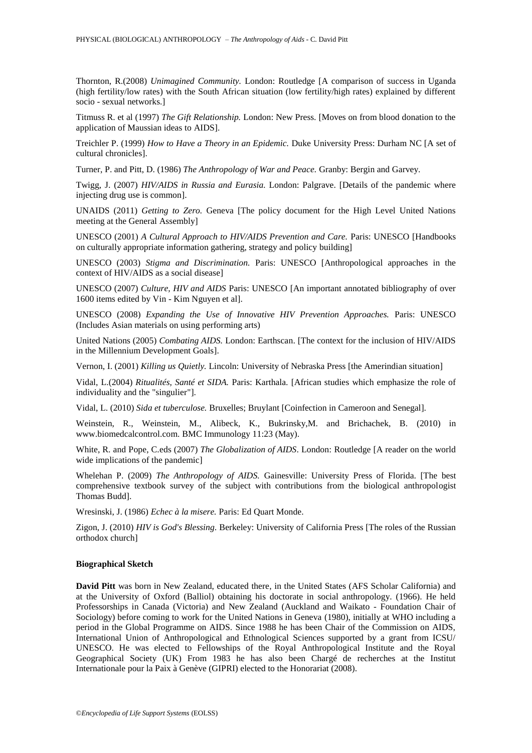Thornton, R.(2008) *Unimagined Community.* London: Routledge [A comparison of success in Uganda (high fertility/low rates) with the South African situation (low fertility/high rates) explained by different socio - sexual networks.]

Titmuss R. et al (1997) *The Gift Relationship.* London: New Press. [Moves on from blood donation to the application of Maussian ideas to AIDS].

Treichler P. (1999) *How to Have a Theory in an Epidemic.* Duke University Press: Durham NC [A set of cultural chronicles].

Turner, P. and Pitt, D. (1986) *The Anthropology of War and Peace.* Granby: Bergin and Garvey.

Twigg, J. (2007) *HIV/AIDS in Russia and Eurasia.* London: Palgrave. [Details of the pandemic where injecting drug use is common].

UNAIDS (2011) *Getting to Zero.* Geneva [The policy document for the High Level United Nations meeting at the General Assembly]

UNESCO (2001) *A Cultural Approach to HIV/AIDS Prevention and Care.* Paris: UNESCO [Handbooks on culturally appropriate information gathering, strategy and policy building]

UNESCO (2003) *Stigma and Discrimination.* Paris: UNESCO [Anthropological approaches in the context of HIV/AIDS as a social disease]

UNESCO (2007) *Culture, HIV and AIDS* Paris: UNESCO [An important annotated bibliography of over 1600 items edited by Vin - Kim Nguyen et al].

UNESCO (2008) *Expanding the Use of Innovative HIV Prevention Approaches.* Paris: UNESCO (Includes Asian materials on using performing arts)

United Nations (2005) *Combating AIDS.* London: Earthscan. [The context for the inclusion of HIV/AIDS in the Millennium Development Goals].

Vernon, I. (2001) *Killing us Quietly.* Lincoln: University of Nebraska Press [the Amerindian situation]

Vidal, L.(2004) *Ritualités, Santé et SIDA.* Paris: Karthala. [African studies which emphasize the role of individuality and the "singulier"].

Vidal, L. (2010) *Sida et tuberculose.* Bruxelles; Bruylant [Coinfection in Cameroon and Senegal].

Weinstein, R., Weinstein, M., Alibeck, K., Bukrinsky,M. and Brichachek, B. (2010) in www.biomedcalcontrol.com. BMC Immunology 11:23 (May).

White, R. and Pope, C.eds (2007) *The Globalization of AIDS*. London: Routledge [A reader on the world wide implications of the pandemic]

Whelehan P. (2009) *The Anthropology of AIDS.* Gainesville: University Press of Florida. [The best comprehensive textbook survey of the subject with contributions from the biological anthropologist Thomas Budd].

Wresinski, J. (1986) *Echec à la misere.* Paris: Ed Quart Monde.

Zigon, J. (2010) *HIV is God's Blessing*. Berkeley: University of California Press [The roles of the Russian orthodox church]

**Biographical Sketch**

**David Pitt** was born in New Zealand, educated there, in the United States (AFS Scholar California) and at the University of Oxford (Balliol) obtaining his doctorate in social anthropology. (1966). He held Professorships in Canada (Victoria) and New Zealand (Auckland and Waikato - Foundation Chair of Sociology) before coming to work for the United Nations in Geneva (1980), initially at WHO including a period in the Global Programme on AIDS. Since 1988 he has been Chair of the Commission on AIDS, International Union of Anthropological and Ethnological Sciences supported by a grant from ICSU/ UNESCO. He was elected to Fellowships of the Royal Anthropological Institute and the Royal Geographical Society (UK) From 1983 he has also been Chargé de recherches at the Institut Internationale pour la Paix à Genève (GIPRI) elected to the Honorariat (2008).